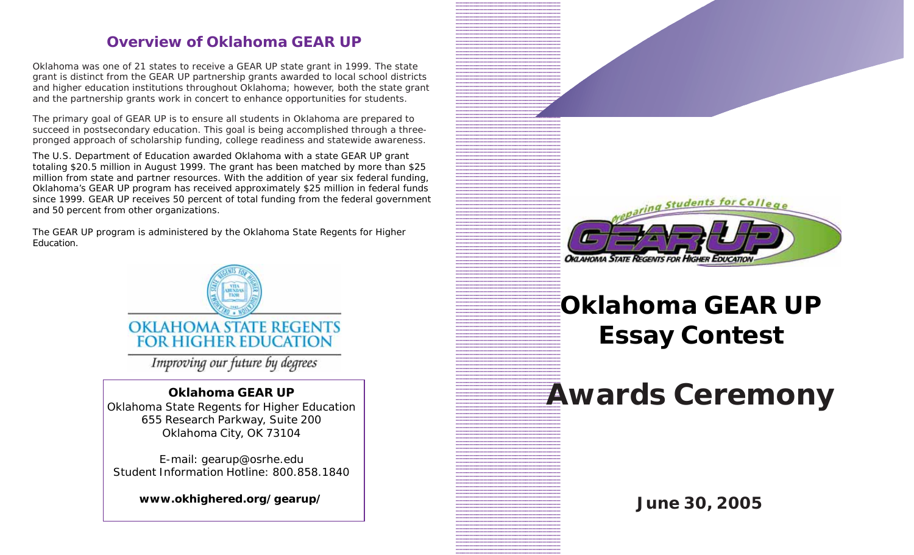## Overview of Oklahoma GEAR UP

Oklahoma was one of 21 states to receive a GEAR UP state grant in 1999. The state grant is distinct from the GEAR UP partnership grants awarded to local school districts and higher education institutions throughout Oklahoma; however, both the state grant and the partnership grants work in concert to enhance opportunities for students.

The primary goal of GEAR UP is to ensure all students in Oklahoma are prepared to succeed in postsecondary education. This goal is being accomplished through a three-pronged approach of scholarship funding, college readiness and statewide awareness.

The U.S. Department of Education awarded Oklahoma with a state GEAR UP grant totaling $20.5 million in August 1999. The grant has been matched by more than $25 million from state and partner resources. With the addition of year six federal funding, Oklahoma's GEAR UP program has received approximately $25 million in federal funds since 1999. GEAR UP receives 50 percent of total funding from the federal government and 50 percent from other organizations.

The GEAR UP program is administered by the Oklahoma State Regents for Higher Education.

OKLAHOMA STATE REGENTS FOR HIGHER EDUCATION

*Improving our future by degrees*

**Oklahoma GEAR UP**
Oklahoma State Regents for Higher Education
655 Research Parkway, Suite 200
Oklahoma City, OK 73104

E-mail: gearup@osrhe.edu
Student Information Hotline: 800.858.1840

**www.okhighered.org/gearup/**

Preparing Students for College

GEAR UP

OKLAHOMA STATE REGENTS FOR HIGHER EDUCATION

# Oklahoma GEAR UP Essay Contest

# Awards Ceremony

**June 30, 2005**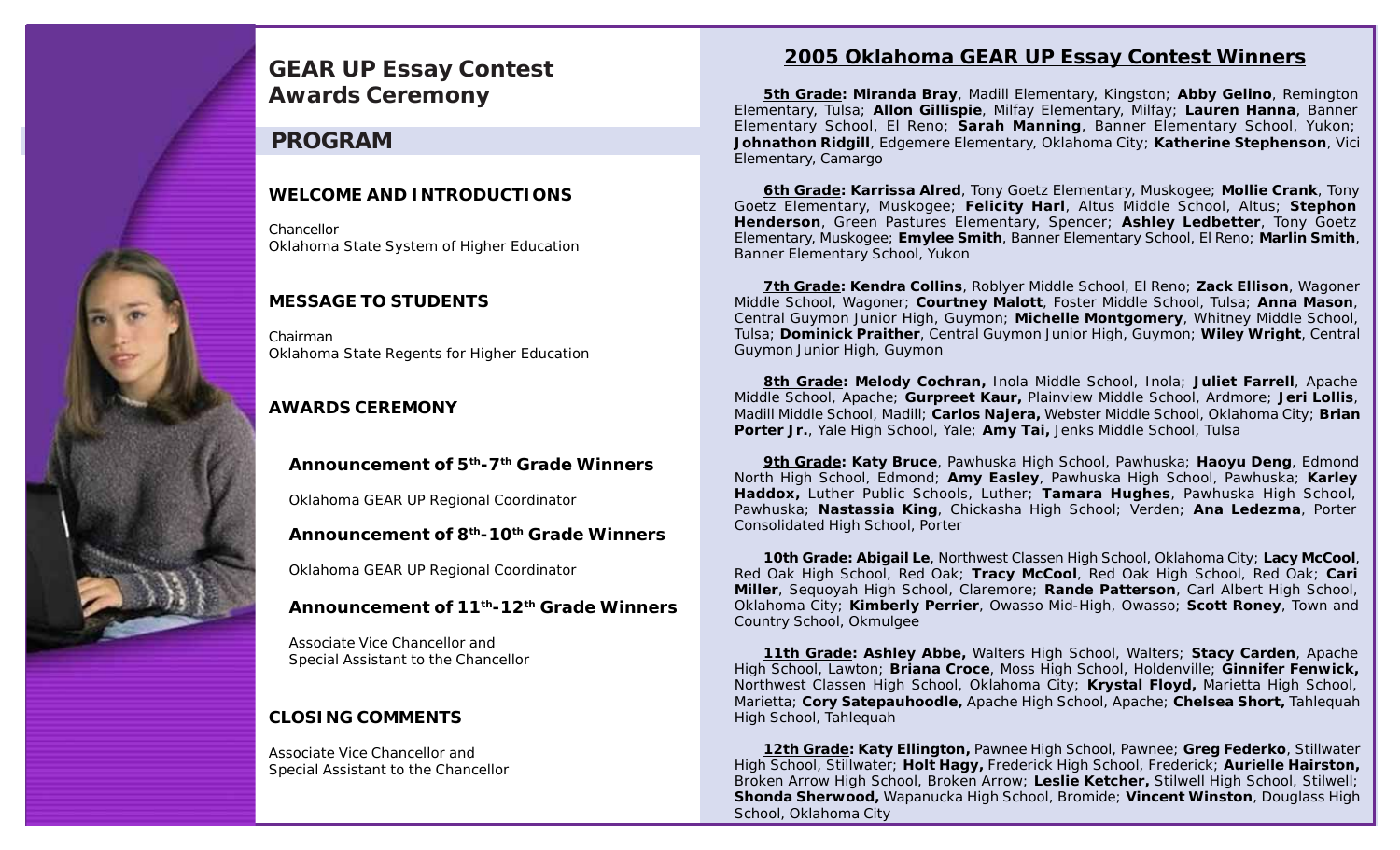## GEAR UP Essay Contest Awards Ceremony

## PROGRAM

### WELCOME AND INTRODUCTIONS

Chancellor
Oklahoma State System of Higher Education

### MESSAGE TO STUDENTS

Chairman
Oklahoma State Regents for Higher Education

### AWARDS CEREMONY

**Announcement of 5th-7th Grade Winners**

Oklahoma GEAR UP Regional Coordinator

**Announcement of 8th-10th Grade Winners**

Oklahoma GEAR UP Regional Coordinator

**Announcement of 11th-12th Grade Winners**

Associate Vice Chancellor and
Special Assistant to the Chancellor

### CLOSING COMMENTS

Associate Vice Chancellor and
Special Assistant to the Chancellor

## 2005 Oklahoma GEAR UP Essay Contest Winners

**5th Grade: Miranda Bray**, Madill Elementary, Kingston; **Abby Gelino**, Remington Elementary, Tulsa; **Allon Gillispie**, Milfay Elementary, Milfay; **Lauren Hanna**, Banner Elementary School, El Reno; **Sarah Manning**, Banner Elementary School, Yukon; **Johnathon Ridgill**, Edgemere Elementary, Oklahoma City; **Katherine Stephenson**, Vici Elementary, Camargo

**6th Grade: Karrissa Alred**, Tony Goetz Elementary, Muskogee; **Mollie Crank**, Tony Goetz Elementary, Muskogee; **Felicity Harl**, Altus Middle School, Altus; **Stephon Henderson**, Green Pastures Elementary, Spencer; **Ashley Ledbetter**, Tony Goetz Elementary, Muskogee; **Emylee Smith**, Banner Elementary School, El Reno; **Marlin Smith**, Banner Elementary School, Yukon

**7th Grade: Kendra Collins**, Roblyer Middle School, El Reno; **Zack Ellison**, Wagoner Middle School, Wagoner; **Courtney Malott**, Foster Middle School, Tulsa; **Anna Mason**, Central Guymon Junior High, Guymon; **Michelle Montgomery**, Whitney Middle School, Tulsa; **Dominick Praither**, Central Guymon Junior High, Guymon; **Wiley Wright**, Central Guymon Junior High, Guymon

**8th Grade: Melody Cochran,** Inola Middle School, Inola; **Juliet Farrell**, Apache Middle School, Apache; **Gurpreet Kaur,** Plainview Middle School, Ardmore; **Jeri Lollis**, Madill Middle School, Madill; **Carlos Najera,** Webster Middle School, Oklahoma City; **Brian Porter Jr.**, Yale High School, Yale; **Amy Tai,** Jenks Middle School, Tulsa

**9th Grade: Katy Bruce**, Pawhuska High School, Pawhuska; **Haoyu Deng**, Edmond North High School, Edmond; **Amy Easley**, Pawhuska High School, Pawhuska; **Karley Haddox,** Luther Public Schools, Luther; **Tamara Hughes**, Pawhuska High School, Pawhuska; **Nastassia King**, Chickasha High School; Verden; **Ana Ledezma**, Porter Consolidated High School, Porter

**10th Grade: Abigail Le**, Northwest Classen High School, Oklahoma City; **Lacy McCool**, Red Oak High School, Red Oak; **Tracy McCool**, Red Oak High School, Red Oak; **Cari Miller**, Sequoyah High School, Claremore; **Rande Patterson**, Carl Albert High School, Oklahoma City; **Kimberly Perrier**, Owasso Mid-High, Owasso; **Scott Roney**, Town and Country School, Okmulgee

**11th Grade: Ashley Abbe,** Walters High School, Walters; **Stacy Carden**, Apache High School, Lawton; **Briana Croce**, Moss High School, Holdenville; **Ginnifer Fenwick,** Northwest Classen High School, Oklahoma City; **Krystal Floyd,** Marietta High School, Marietta; **Cory Satepauhoodle,** Apache High School, Apache; **Chelsea Short,** Tahlequah High School, Tahlequah

**12th Grade: Katy Ellington,** Pawnee High School, Pawnee; **Greg Federko**, Stillwater High School, Stillwater; **Holt Hagy,** Frederick High School, Frederick; **Aurielle Hairston,** Broken Arrow High School, Broken Arrow; **Leslie Ketcher,** Stilwell High School, Stilwell; **Shonda Sherwood,** Wapanucka High School, Bromide; **Vincent Winston**, Douglass High School, Oklahoma City